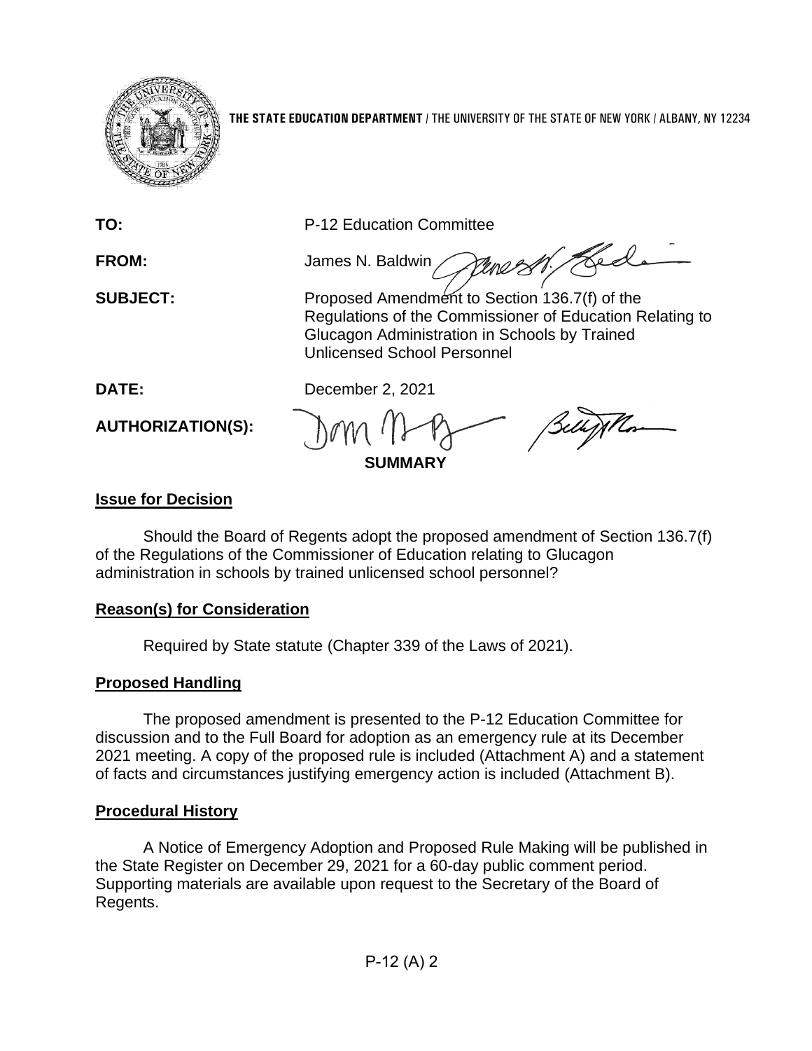**THE STATE EDUCATION DEPARTMENT** / THE UNIVERSITY OF THE STATE OF NEW YORK / ALBANY, NY 12234

**TO:** P-12 Education Committee

**FROM:** James N. Baldwin

**SUBJECT:** Proposed Amendment to Section 136.7(f) of the Regulations of the Commissioner of Education Relating to Glucagon Administration in Schools by Trained Unlicensed School Personnel

**DATE:** December 2, 2021

**AUTHORIZATION(S):**

**SUMMARY**

**Issue for Decision**

Should the Board of Regents adopt the proposed amendment of Section 136.7(f) of the Regulations of the Commissioner of Education relating to Glucagon administration in schools by trained unlicensed school personnel?

**Reason(s) for Consideration**

Required by State statute (Chapter 339 of the Laws of 2021).

**Proposed Handling**

The proposed amendment is presented to the P-12 Education Committee for discussion and to the Full Board for adoption as an emergency rule at its December 2021 meeting. A copy of the proposed rule is included (Attachment A) and a statement of facts and circumstances justifying emergency action is included (Attachment B).

**Procedural History**

A Notice of Emergency Adoption and Proposed Rule Making will be published in the State Register on December 29, 2021 for a 60-day public comment period. Supporting materials are available upon request to the Secretary of the Board of Regents.

P-12 (A) 2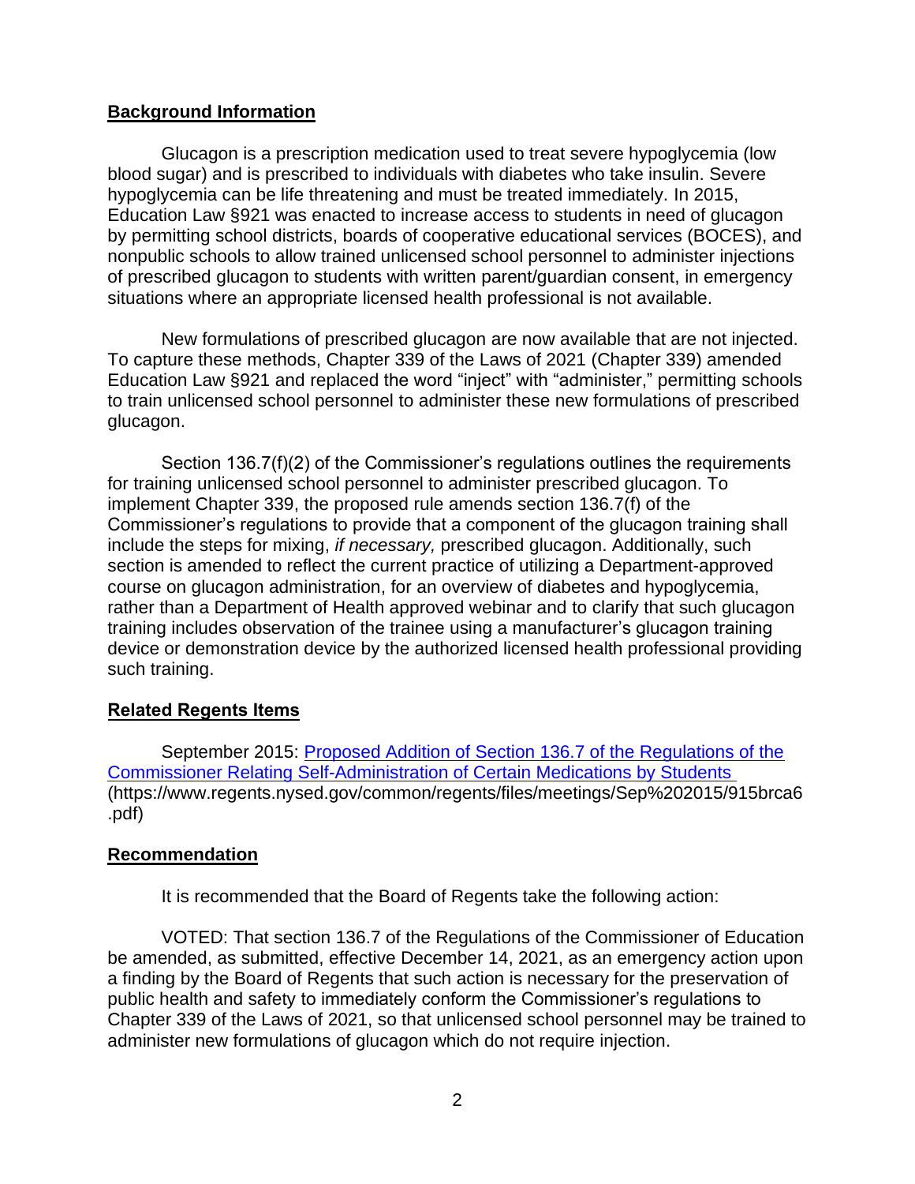## Background Information

Glucagon is a prescription medication used to treat severe hypoglycemia (low blood sugar) and is prescribed to individuals with diabetes who take insulin. Severe hypoglycemia can be life threatening and must be treated immediately. In 2015, Education Law §921 was enacted to increase access to students in need of glucagon by permitting school districts, boards of cooperative educational services (BOCES), and nonpublic schools to allow trained unlicensed school personnel to administer injections of prescribed glucagon to students with written parent/guardian consent, in emergency situations where an appropriate licensed health professional is not available.

New formulations of prescribed glucagon are now available that are not injected. To capture these methods, Chapter 339 of the Laws of 2021 (Chapter 339) amended Education Law §921 and replaced the word "inject" with "administer," permitting schools to train unlicensed school personnel to administer these new formulations of prescribed glucagon.

Section 136.7(f)(2) of the Commissioner's regulations outlines the requirements for training unlicensed school personnel to administer prescribed glucagon. To implement Chapter 339, the proposed rule amends section 136.7(f) of the Commissioner's regulations to provide that a component of the glucagon training shall include the steps for mixing, *if necessary,* prescribed glucagon. Additionally, such section is amended to reflect the current practice of utilizing a Department-approved course on glucagon administration, for an overview of diabetes and hypoglycemia, rather than a Department of Health approved webinar and to clarify that such glucagon training includes observation of the trainee using a manufacturer's glucagon training device or demonstration device by the authorized licensed health professional providing such training.

## Related Regents Items

September 2015: [Proposed Addition of Section 136.7 of the Regulations of the Commissioner Relating Self-Administration of Certain Medications by Students](https://www.regents.nysed.gov/common/regents/files/meetings/Sep%202015/915brca6.pdf) (https://www.regents.nysed.gov/common/regents/files/meetings/Sep%202015/915brca6.pdf)

## Recommendation

It is recommended that the Board of Regents take the following action:

VOTED: That section 136.7 of the Regulations of the Commissioner of Education be amended, as submitted, effective December 14, 2021, as an emergency action upon a finding by the Board of Regents that such action is necessary for the preservation of public health and safety to immediately conform the Commissioner's regulations to Chapter 339 of the Laws of 2021, so that unlicensed school personnel may be trained to administer new formulations of glucagon which do not require injection.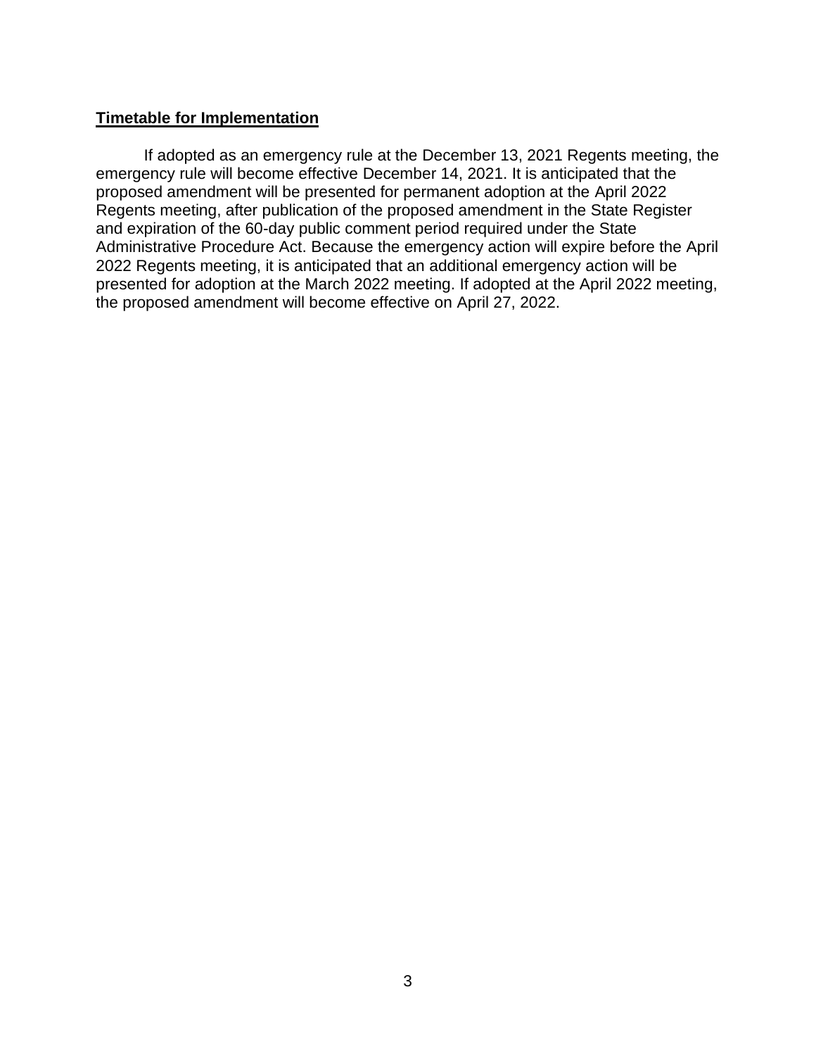**Timetable for Implementation**

If adopted as an emergency rule at the December 13, 2021 Regents meeting, the emergency rule will become effective December 14, 2021. It is anticipated that the proposed amendment will be presented for permanent adoption at the April 2022 Regents meeting, after publication of the proposed amendment in the State Register and expiration of the 60-day public comment period required under the State Administrative Procedure Act. Because the emergency action will expire before the April 2022 Regents meeting, it is anticipated that an additional emergency action will be presented for adoption at the March 2022 meeting. If adopted at the April 2022 meeting, the proposed amendment will become effective on April 27, 2022.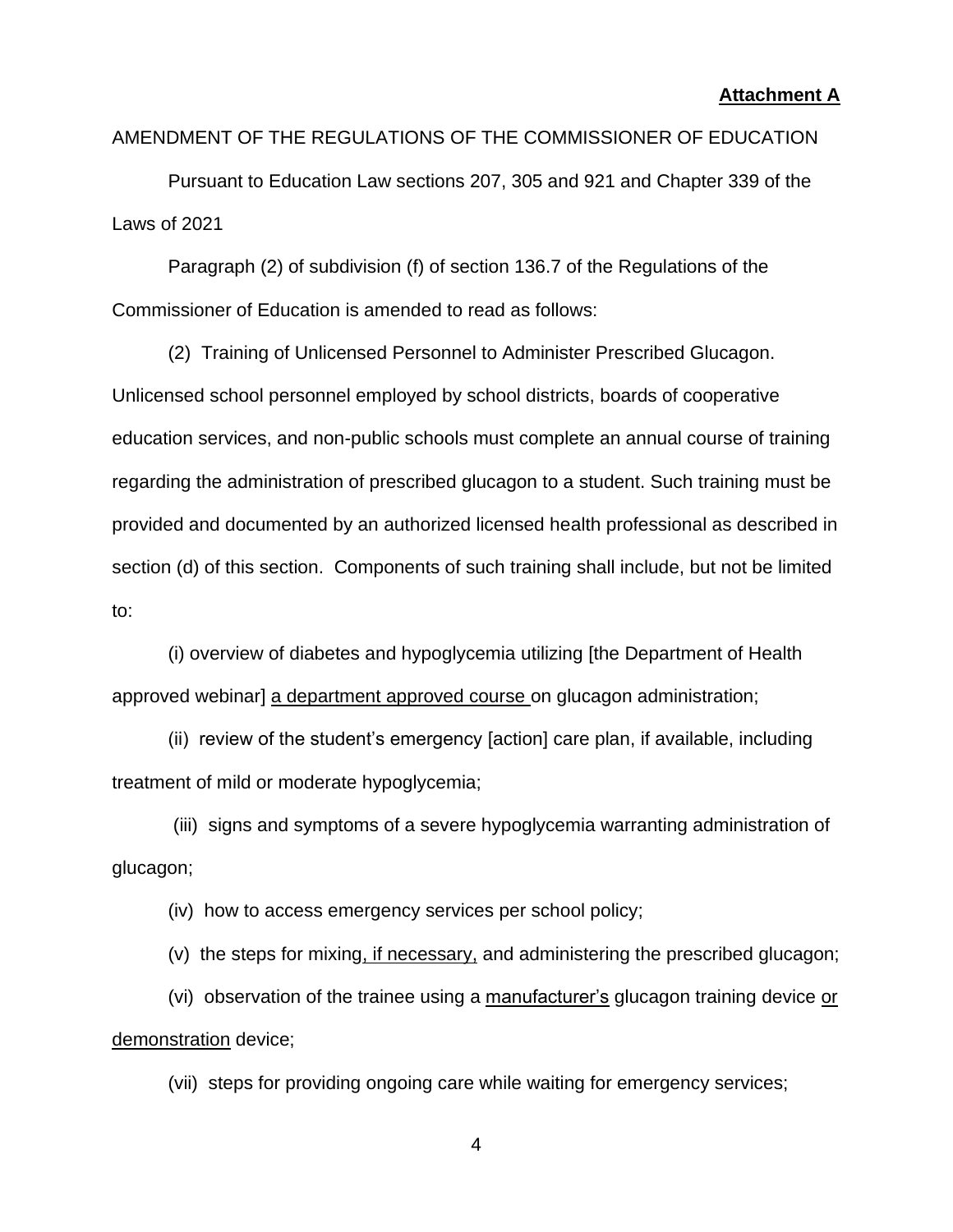**Attachment A**

AMENDMENT OF THE REGULATIONS OF THE COMMISSIONER OF EDUCATION

Pursuant to Education Law sections 207, 305 and 921 and Chapter 339 of the Laws of 2021

Paragraph (2) of subdivision (f) of section 136.7 of the Regulations of the Commissioner of Education is amended to read as follows:

(2) Training of Unlicensed Personnel to Administer Prescribed Glucagon. Unlicensed school personnel employed by school districts, boards of cooperative education services, and non-public schools must complete an annual course of training regarding the administration of prescribed glucagon to a student. Such training must be provided and documented by an authorized licensed health professional as described in section (d) of this section. Components of such training shall include, but not be limited to:

(i) overview of diabetes and hypoglycemia utilizing [the Department of Health approved webinar] <u>a department approved course</u> on glucagon administration;

(ii) review of the student's emergency [action] care plan, if available, including treatment of mild or moderate hypoglycemia;

(iii) signs and symptoms of a severe hypoglycemia warranting administration of glucagon;

(iv) how to access emergency services per school policy;

(v) the steps for mixing<u>, if necessary,</u> and administering the prescribed glucagon;

(vi) observation of the trainee using a <u>manufacturer's</u> glucagon training device <u>or demonstration</u> device;

(vii) steps for providing ongoing care while waiting for emergency services;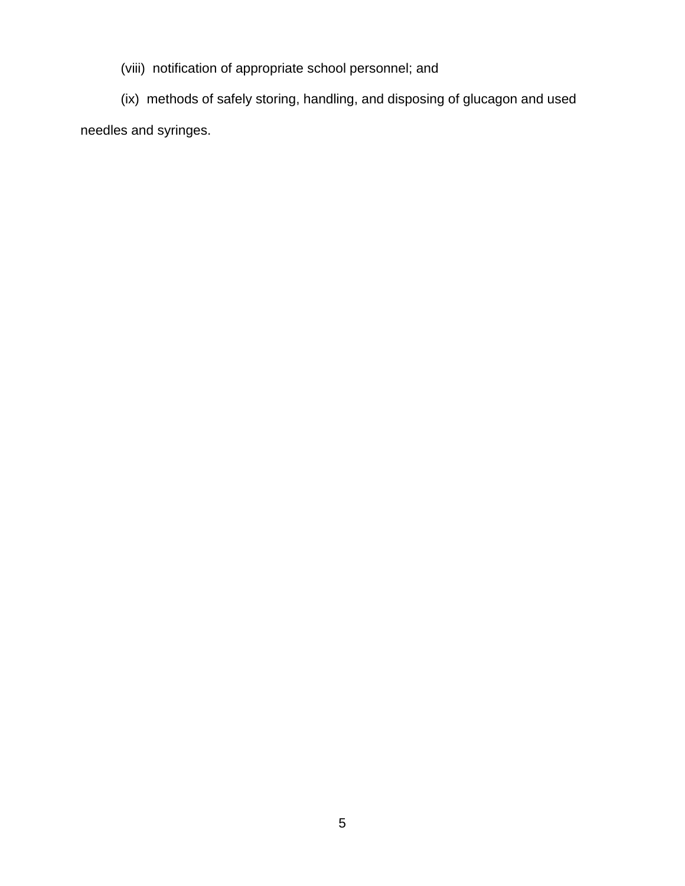(viii) notification of appropriate school personnel; and

(ix) methods of safely storing, handling, and disposing of glucagon and used needles and syringes.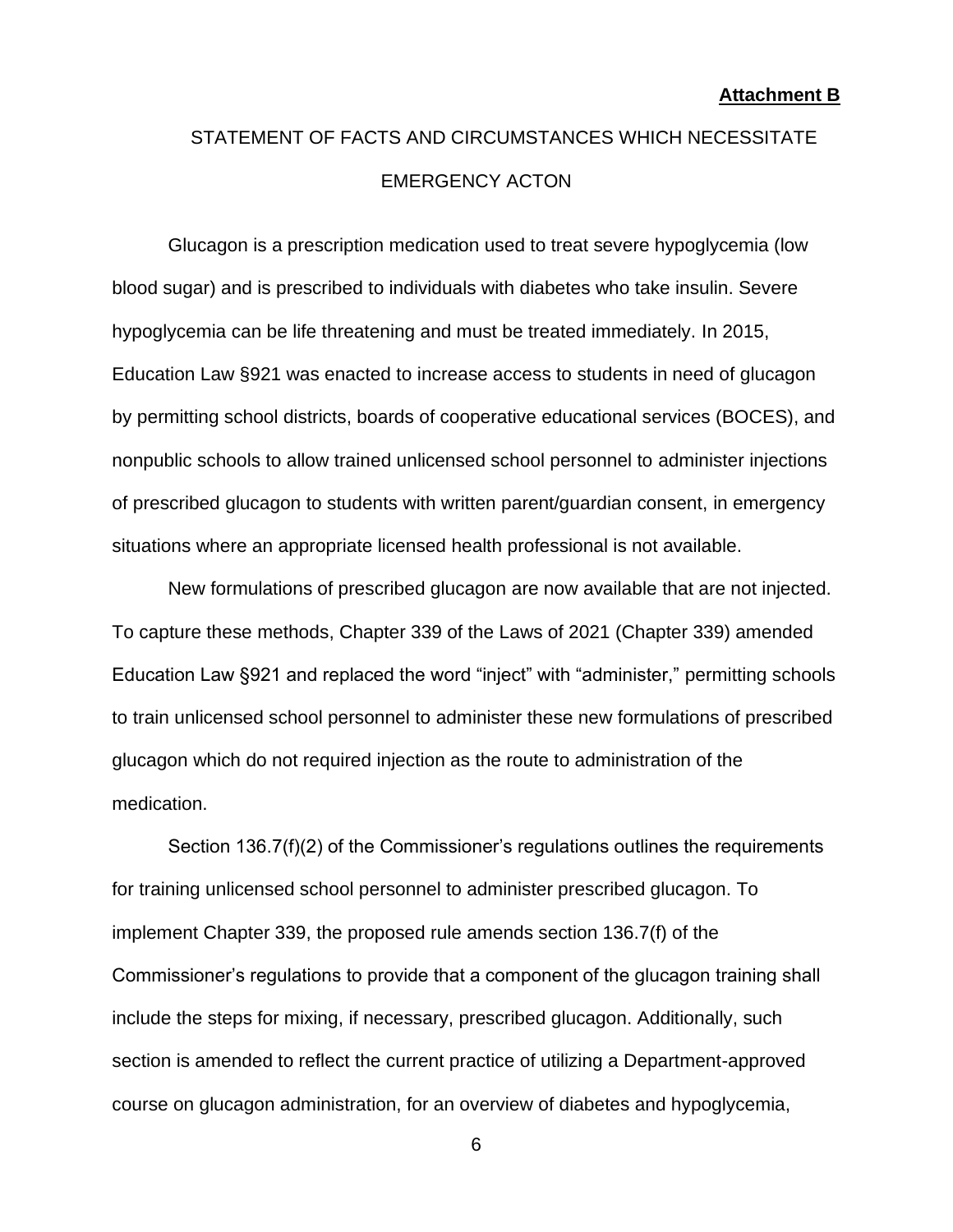**Attachment B**

STATEMENT OF FACTS AND CIRCUMSTANCES WHICH NECESSITATE EMERGENCY ACTON

Glucagon is a prescription medication used to treat severe hypoglycemia (low blood sugar) and is prescribed to individuals with diabetes who take insulin. Severe hypoglycemia can be life threatening and must be treated immediately. In 2015, Education Law §921 was enacted to increase access to students in need of glucagon by permitting school districts, boards of cooperative educational services (BOCES), and nonpublic schools to allow trained unlicensed school personnel to administer injections of prescribed glucagon to students with written parent/guardian consent, in emergency situations where an appropriate licensed health professional is not available.

New formulations of prescribed glucagon are now available that are not injected. To capture these methods, Chapter 339 of the Laws of 2021 (Chapter 339) amended Education Law §921 and replaced the word "inject" with "administer," permitting schools to train unlicensed school personnel to administer these new formulations of prescribed glucagon which do not required injection as the route to administration of the medication.

Section 136.7(f)(2) of the Commissioner's regulations outlines the requirements for training unlicensed school personnel to administer prescribed glucagon. To implement Chapter 339, the proposed rule amends section 136.7(f) of the Commissioner's regulations to provide that a component of the glucagon training shall include the steps for mixing, if necessary, prescribed glucagon. Additionally, such section is amended to reflect the current practice of utilizing a Department-approved course on glucagon administration, for an overview of diabetes and hypoglycemia,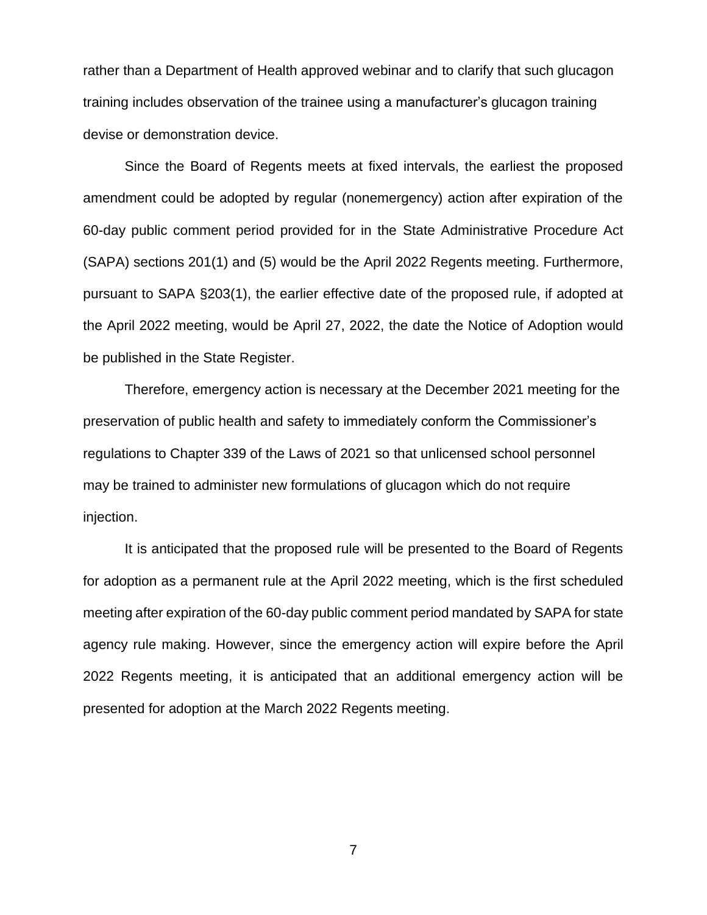rather than a Department of Health approved webinar and to clarify that such glucagon training includes observation of the trainee using a manufacturer's glucagon training devise or demonstration device.

Since the Board of Regents meets at fixed intervals, the earliest the proposed amendment could be adopted by regular (nonemergency) action after expiration of the 60-day public comment period provided for in the State Administrative Procedure Act (SAPA) sections 201(1) and (5) would be the April 2022 Regents meeting. Furthermore, pursuant to SAPA §203(1), the earlier effective date of the proposed rule, if adopted at the April 2022 meeting, would be April 27, 2022, the date the Notice of Adoption would be published in the State Register.

Therefore, emergency action is necessary at the December 2021 meeting for the preservation of public health and safety to immediately conform the Commissioner's regulations to Chapter 339 of the Laws of 2021 so that unlicensed school personnel may be trained to administer new formulations of glucagon which do not require injection.

It is anticipated that the proposed rule will be presented to the Board of Regents for adoption as a permanent rule at the April 2022 meeting, which is the first scheduled meeting after expiration of the 60-day public comment period mandated by SAPA for state agency rule making. However, since the emergency action will expire before the April 2022 Regents meeting, it is anticipated that an additional emergency action will be presented for adoption at the March 2022 Regents meeting.